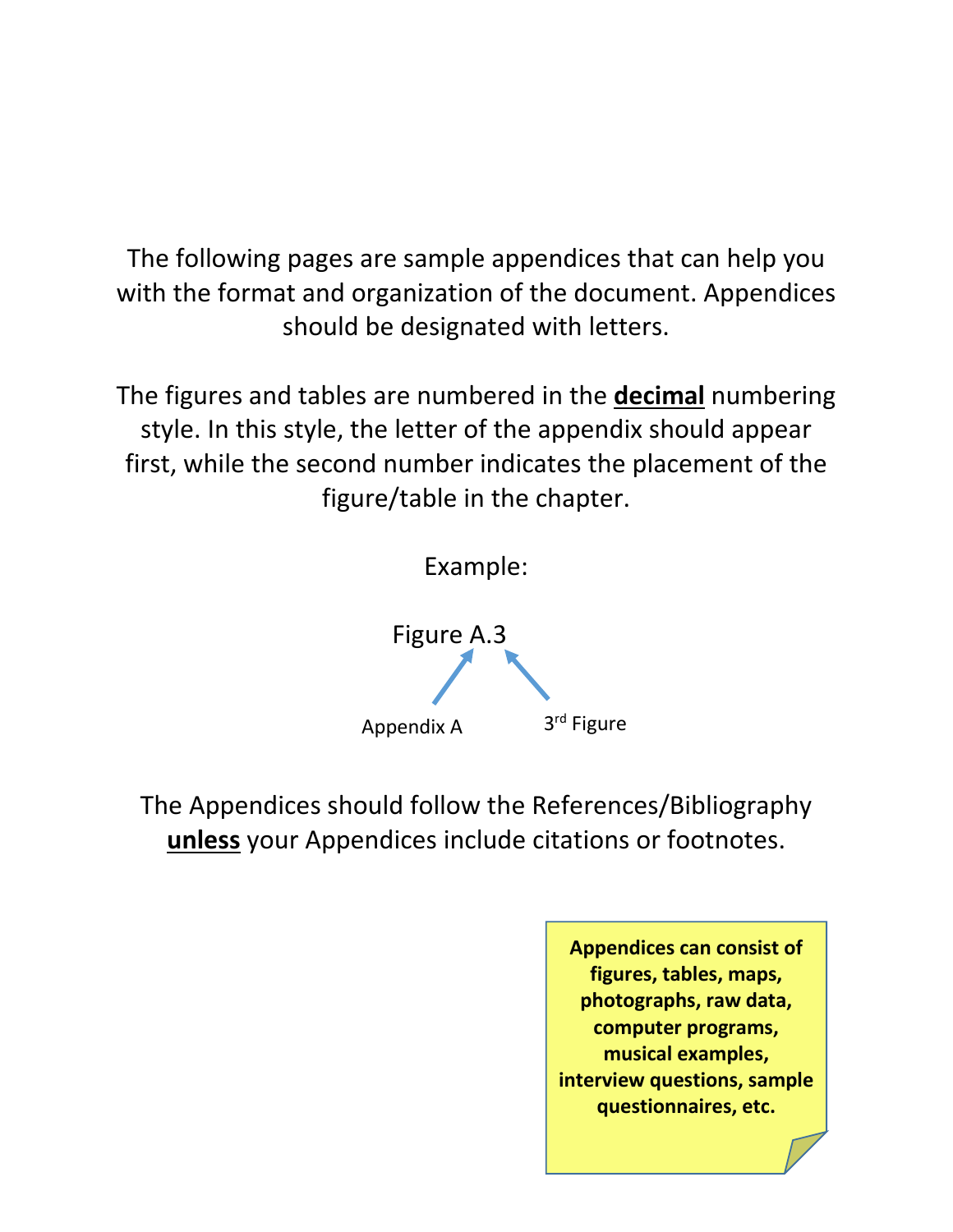The following pages are sample appendices that can help you with the format and organization of the document. Appendices should be designated with letters.

The figures and tables are numbered in the **decimal** numbering style. In this style, the letter of the appendix should appear first, while the second number indicates the placement of the figure/table in the chapter.

Example:

Figure A.3

Appendix A → A; 3rd Figure → 3

The Appendices should follow the References/Bibliography **unless** your Appendices include citations or footnotes.

**Appendices can consist of figures, tables, maps, photographs, raw data, computer programs, musical examples, interview questions, sample questionnaires, etc.**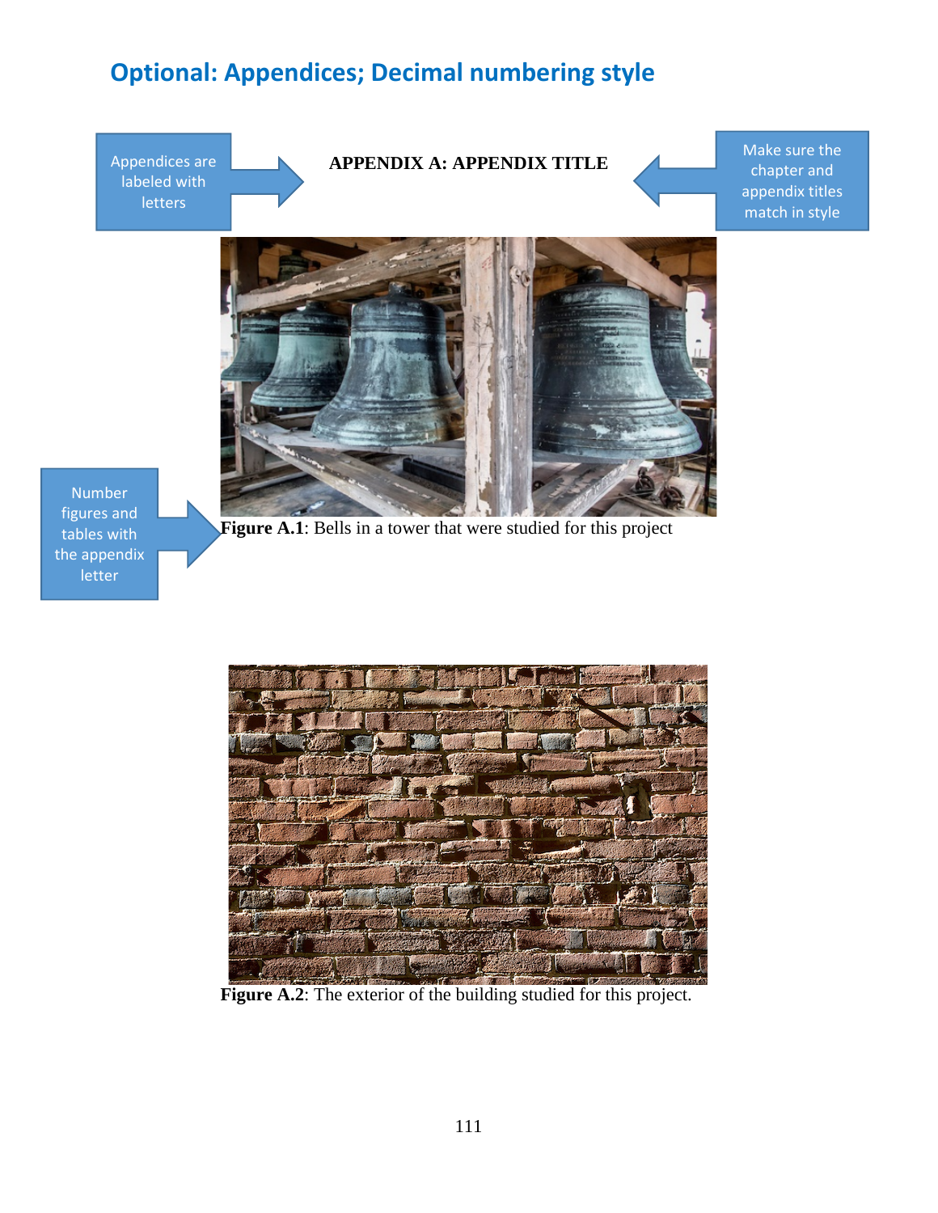## Optional: Appendices; Decimal numbering style

Appendices are labeled with letters

**APPENDIX A: APPENDIX TITLE**

Make sure the chapter and appendix titles match in style

Number figures and tables with the appendix letter

**Figure A.1**: Bells in a tower that were studied for this project

**Figure A.2**: The exterior of the building studied for this project.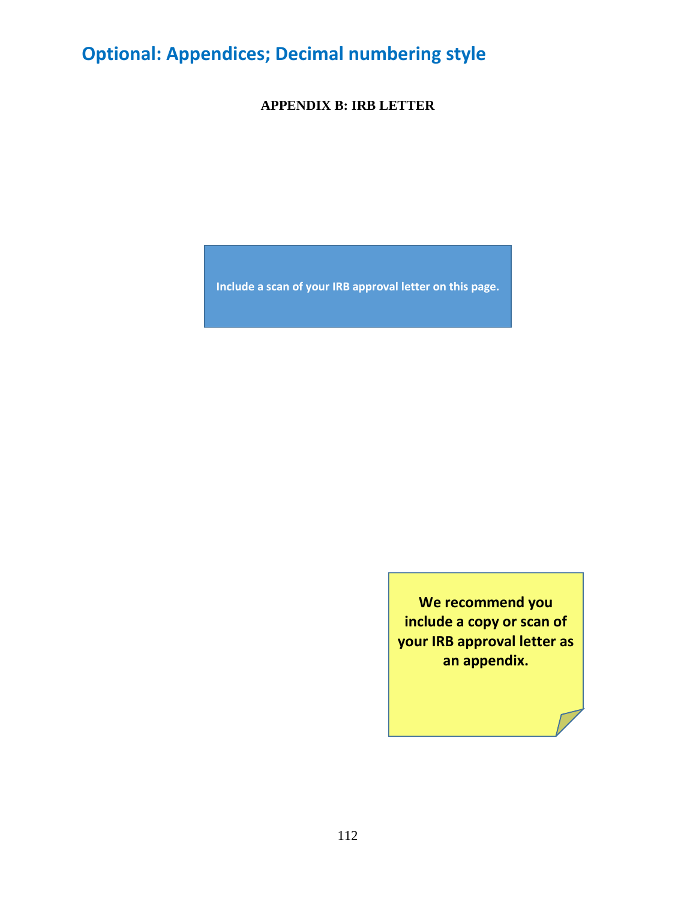# Optional: Appendices; Decimal numbering style

**APPENDIX B: IRB LETTER**

**Include a scan of your IRB approval letter on this page.**

**We recommend you include a copy or scan of your IRB approval letter as an appendix.**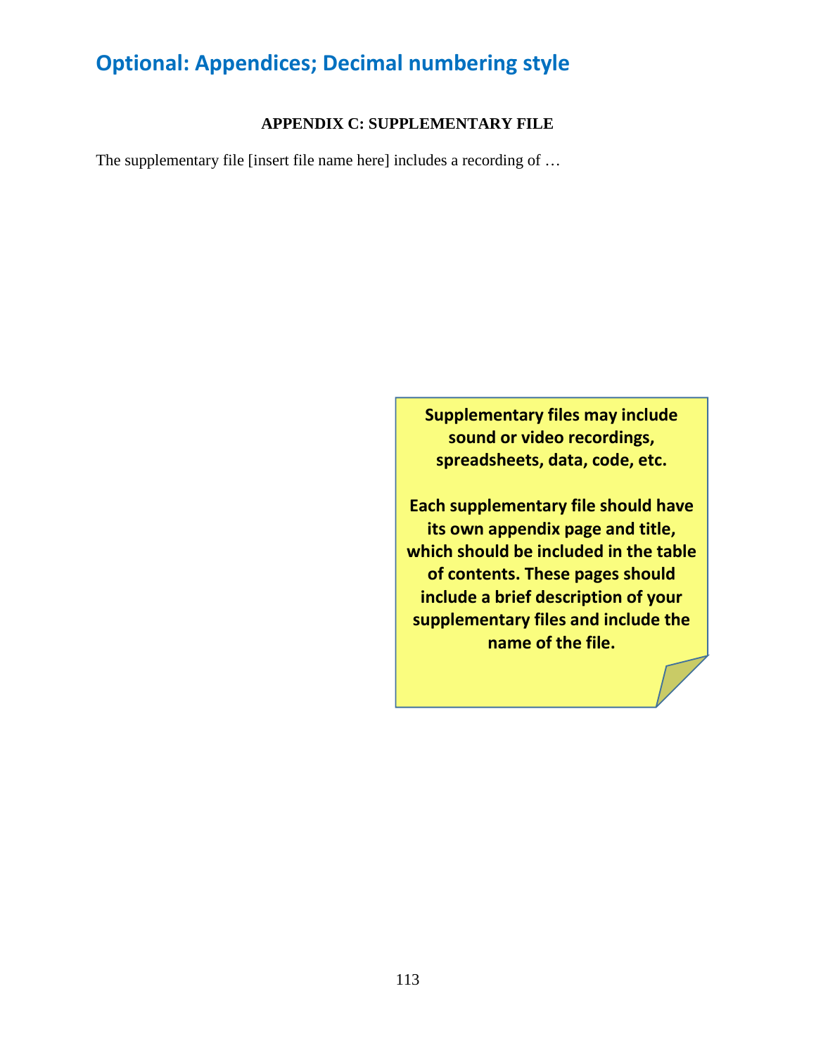# Optional: Appendices; Decimal numbering style

**APPENDIX C: SUPPLEMENTARY FILE**

The supplementary file [insert file name here] includes a recording of …

**Supplementary files may include sound or video recordings, spreadsheets, data, code, etc.**

**Each supplementary file should have its own appendix page and title, which should be included in the table of contents. These pages should include a brief description of your supplementary files and include the name of the file.**